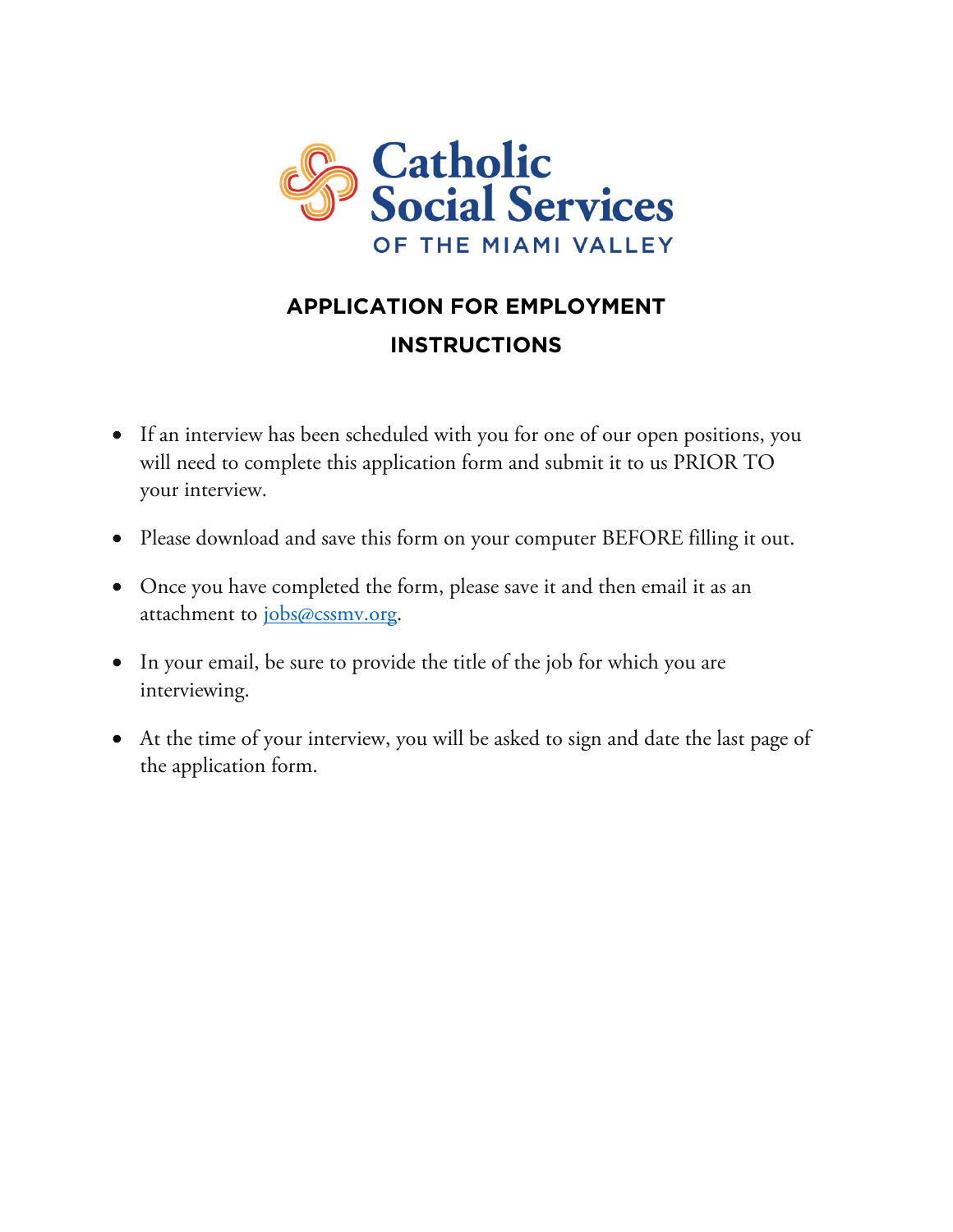Catholic Social Services

OF THE MIAMI VALLEY

## APPLICATION FOR EMPLOYMENT

## INSTRUCTIONS

- If an interview has been scheduled with you for one of our open positions, you will need to complete this application form and submit it to us PRIOR TO your interview.
- Please download and save this form on your computer BEFORE filling it out.
- Once you have completed the form, please save it and then email it as an attachment to jobs@cssmv.org.
- In your email, be sure to provide the title of the job for which you are interviewing.
- At the time of your interview, you will be asked to sign and date the last page of the application form.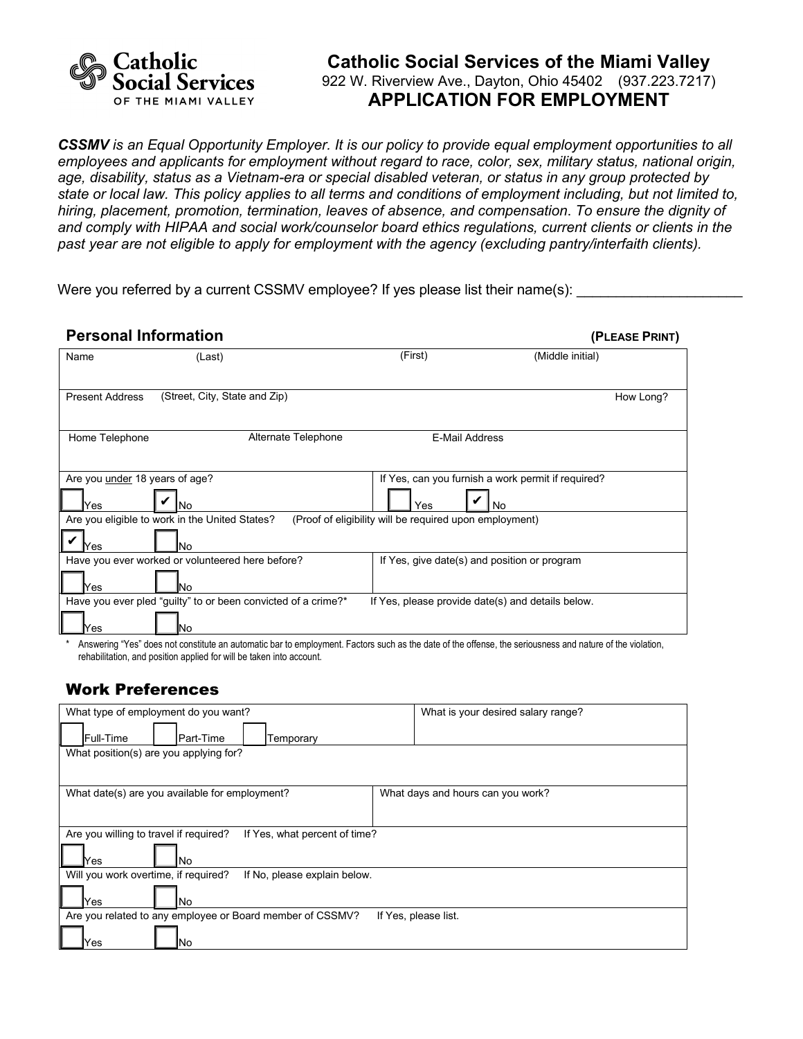**Catholic Social Services** OF THE MIAMI VALLEY

# Catholic Social Services of the Miami Valley

922 W. Riverview Ave., Dayton, Ohio 45402 (937.223.7217)

## APPLICATION FOR EMPLOYMENT

***CSSMV** is an Equal Opportunity Employer. It is our policy to provide equal employment opportunities to all employees and applicants for employment without regard to race, color, sex, military status, national origin, age, disability, status as a Vietnam-era or special disabled veteran, or status in any group protected by state or local law. This policy applies to all terms and conditions of employment including, but not limited to, hiring, placement, promotion, termination, leaves of absence, and compensation. To ensure the dignity of and comply with HIPAA and social work/counselor board ethics regulations, current clients or clients in the past year are not eligible to apply for employment with the agency (excluding pantry/interfaith clients).*

Were you referred by a current CSSMV employee? If yes please list their name(s): ____________________

### Personal Information

**(PLEASE PRINT)**

| Name (Last) | | (First) | (Middle initial) |
|---|---|---|---|
| Present Address (Street, City, State and Zip) | | | How Long? |
| Home Telephone | Alternate Telephone | E-Mail Address | |
| Are you under 18 years of age? ☐ Yes ☑ No | | If Yes, can you furnish a work permit if required? ☐ Yes ☑ No | |
| Are you eligible to work in the United States? (Proof of eligibility will be required upon employment) ☑ Yes ☐ No | | | |
| Have you ever worked or volunteered here before? ☐ Yes ☐ No | | If Yes, give date(s) and position or program | |
| Have you ever pled "guilty" to or been convicted of a crime?* ☐ Yes ☐ No | | If Yes, please provide date(s) and details below. | |

\* Answering "Yes" does not constitute an automatic bar to employment. Factors such as the date of the offense, the seriousness and nature of the violation, rehabilitation, and position applied for will be taken into account.

### Work Preferences

| | |
|---|---|
| What type of employment do you want? ☐ Full-Time ☐ Part-Time ☐ Temporary | What is your desired salary range? |
| What position(s) are you applying for? | |
| What date(s) are you available for employment? | What days and hours can you work? |
| Are you willing to travel if required? If Yes, what percent of time? ☐ Yes ☐ No | |
| Will you work overtime, if required? If No, please explain below. ☐ Yes ☐ No | |
| Are you related to any employee or Board member of CSSMV? If Yes, please list. ☐ Yes ☐ No | |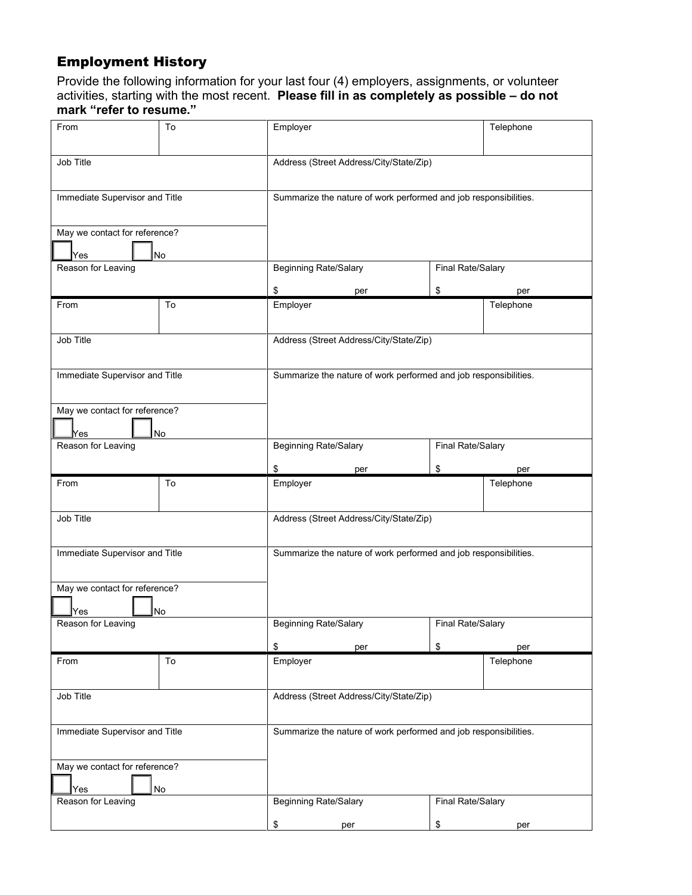## Employment History

Provide the following information for your last four (4) employers, assignments, or volunteer activities, starting with the most recent. **Please fill in as completely as possible – do not mark "refer to resume."**

| From | To | Employer | | Telephone |
|---|---|---|---|---|
| Job Title | | Address (Street Address/City/State/Zip) | | |
| Immediate Supervisor and Title | | Summarize the nature of work performed and job responsibilities. | | |
| May we contact for reference? ☐ Yes ☐ No | | | | |
| Reason for Leaving | | Beginning Rate/Salary<br>$ per | Final Rate/Salary<br>$ per | |

| From | To | Employer | | Telephone |
|---|---|---|---|---|
| Job Title | | Address (Street Address/City/State/Zip) | | |
| Immediate Supervisor and Title | | Summarize the nature of work performed and job responsibilities. | | |
| May we contact for reference? ☐ Yes ☐ No | | | | |
| Reason for Leaving | | Beginning Rate/Salary<br>$ per | Final Rate/Salary<br>$ per | |

| From | To | Employer | | Telephone |
|---|---|---|---|---|
| Job Title | | Address (Street Address/City/State/Zip) | | |
| Immediate Supervisor and Title | | Summarize the nature of work performed and job responsibilities. | | |
| May we contact for reference? ☐ Yes ☐ No | | | | |
| Reason for Leaving | | Beginning Rate/Salary<br>$ per | Final Rate/Salary<br>$ per | |

| From | To | Employer | | Telephone |
|---|---|---|---|---|
| Job Title | | Address (Street Address/City/State/Zip) | | |
| Immediate Supervisor and Title | | Summarize the nature of work performed and job responsibilities. | | |
| May we contact for reference? ☐ Yes ☐ No | | | | |
| Reason for Leaving | | Beginning Rate/Salary<br>$ per | Final Rate/Salary<br>$ per | |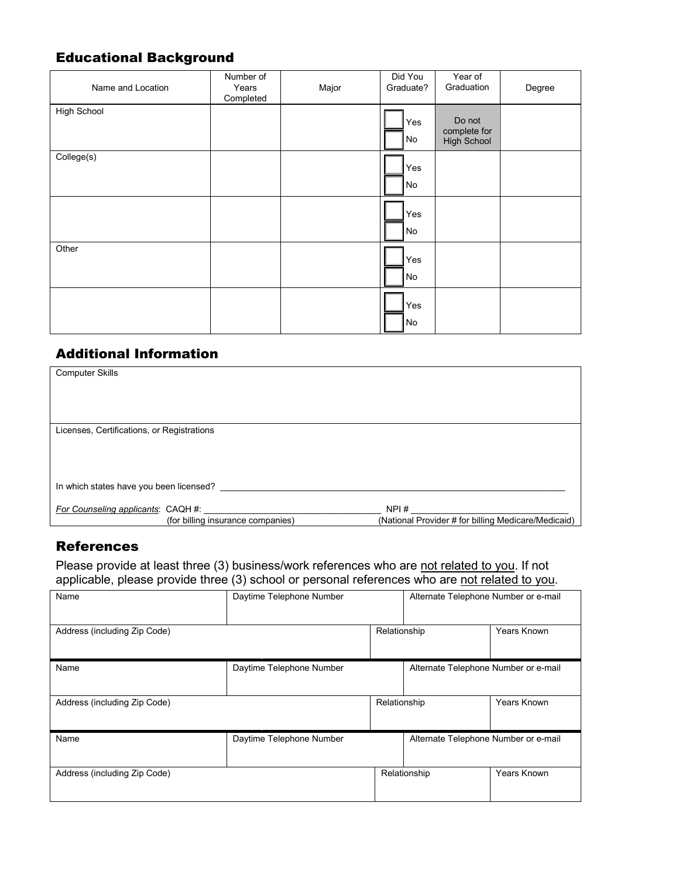## Educational Background

| Name and Location | Number of Years Completed | Major | Did You Graduate? | Year of Graduation | Degree |
|---|---|---|---|---|---|
| High School | | | ☐ Yes ☐ No | Do not complete for High School | |
| College(s) | | | ☐ Yes ☐ No | | |
| | | | ☐ Yes ☐ No | | |
| Other | | | ☐ Yes ☐ No | | |
| | | | ☐ Yes ☐ No | | |

## Additional Information

Computer Skills

Licenses, Certifications, or Registrations

In which states have you been licensed? \_\_\_\_\_\_\_\_\_\_\_\_\_\_\_\_\_\_\_\_\_\_\_\_\_\_\_\_\_\_

*For Counseling applicants*: CAQH #: \_\_\_\_\_\_\_\_\_\_\_\_\_\_\_\_\_\_\_\_ (for billing insurance companies) NPI # \_\_\_\_\_\_\_\_\_\_\_\_\_\_\_\_\_\_\_\_ (National Provider # for billing Medicare/Medicaid)

## References

Please provide at least three (3) business/work references who are not related to you. If not applicable, please provide three (3) school or personal references who are not related to you.

| Name | Daytime Telephone Number | Alternate Telephone Number or e-mail |
|---|---|---|
| | | |
| **Address (including Zip Code)** | **Relationship** | **Years Known** |
| | | |

| Name | Daytime Telephone Number | Alternate Telephone Number or e-mail |
|---|---|---|
| | | |
| **Address (including Zip Code)** | **Relationship** | **Years Known** |
| | | |

| Name | Daytime Telephone Number | Alternate Telephone Number or e-mail |
|---|---|---|
| | | |
| **Address (including Zip Code)** | **Relationship** | **Years Known** |
| | | |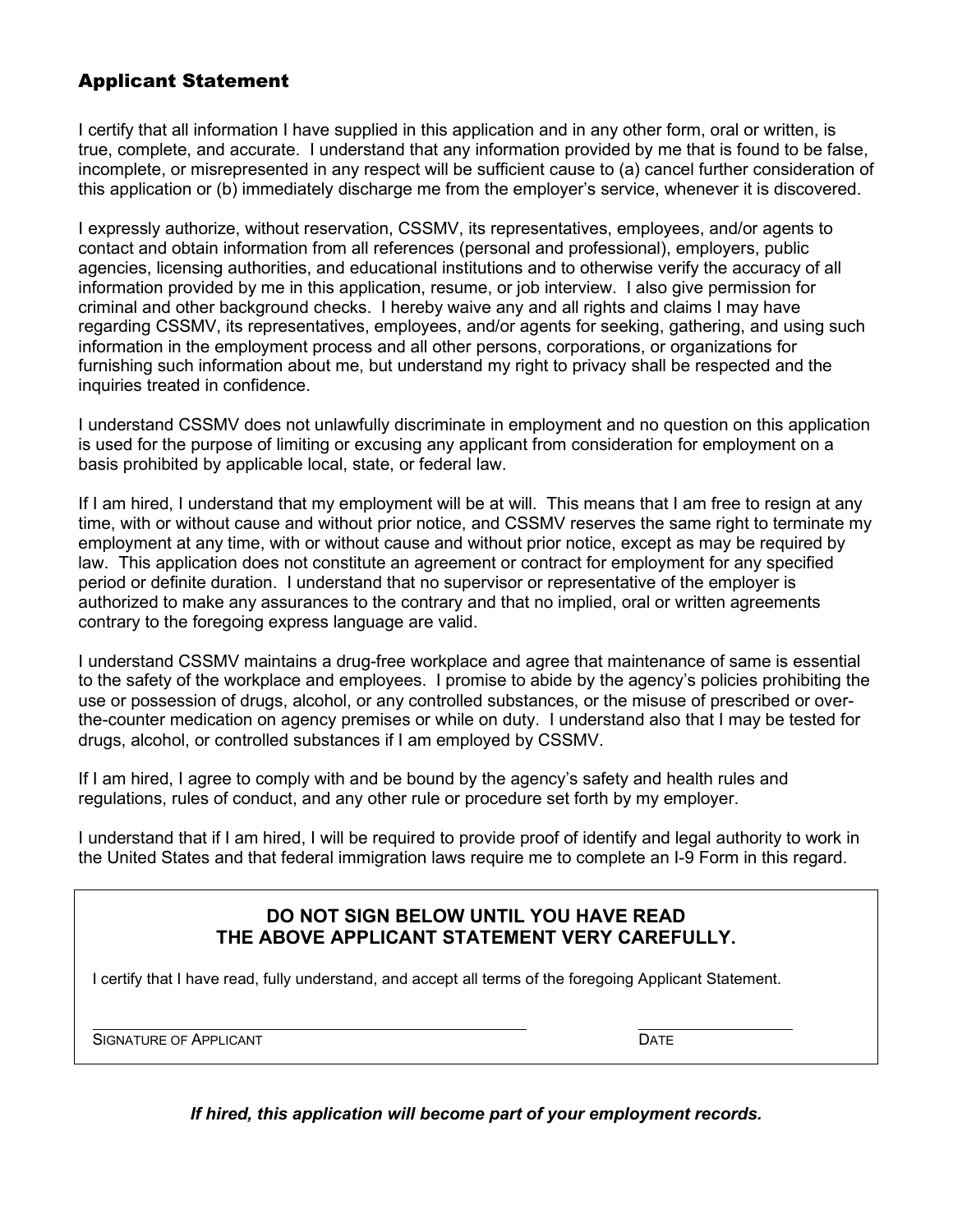## Applicant Statement

I certify that all information I have supplied in this application and in any other form, oral or written, is true, complete, and accurate. I understand that any information provided by me that is found to be false, incomplete, or misrepresented in any respect will be sufficient cause to (a) cancel further consideration of this application or (b) immediately discharge me from the employer's service, whenever it is discovered.

I expressly authorize, without reservation, CSSMV, its representatives, employees, and/or agents to contact and obtain information from all references (personal and professional), employers, public agencies, licensing authorities, and educational institutions and to otherwise verify the accuracy of all information provided by me in this application, resume, or job interview. I also give permission for criminal and other background checks. I hereby waive any and all rights and claims I may have regarding CSSMV, its representatives, employees, and/or agents for seeking, gathering, and using such information in the employment process and all other persons, corporations, or organizations for furnishing such information about me, but understand my right to privacy shall be respected and the inquiries treated in confidence.

I understand CSSMV does not unlawfully discriminate in employment and no question on this application is used for the purpose of limiting or excusing any applicant from consideration for employment on a basis prohibited by applicable local, state, or federal law.

If I am hired, I understand that my employment will be at will. This means that I am free to resign at any time, with or without cause and without prior notice, and CSSMV reserves the same right to terminate my employment at any time, with or without cause and without prior notice, except as may be required by law. This application does not constitute an agreement or contract for employment for any specified period or definite duration. I understand that no supervisor or representative of the employer is authorized to make any assurances to the contrary and that no implied, oral or written agreements contrary to the foregoing express language are valid.

I understand CSSMV maintains a drug-free workplace and agree that maintenance of same is essential to the safety of the workplace and employees. I promise to abide by the agency's policies prohibiting the use or possession of drugs, alcohol, or any controlled substances, or the misuse of prescribed or over-the-counter medication on agency premises or while on duty. I understand also that I may be tested for drugs, alcohol, or controlled substances if I am employed by CSSMV.

If I am hired, I agree to comply with and be bound by the agency's safety and health rules and regulations, rules of conduct, and any other rule or procedure set forth by my employer.

I understand that if I am hired, I will be required to provide proof of identify and legal authority to work in the United States and that federal immigration laws require me to complete an I-9 Form in this regard.

**DO NOT SIGN BELOW UNTIL YOU HAVE READ THE ABOVE APPLICANT STATEMENT VERY CAREFULLY.**

I certify that I have read, fully understand, and accept all terms of the foregoing Applicant Statement.

______________________________ SIGNATURE OF APPLICANT

______________ DATE

***If hired, this application will become part of your employment records.***